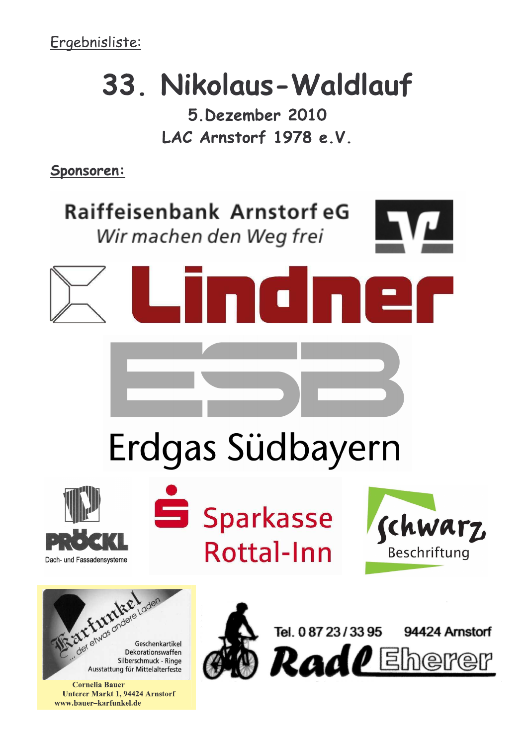Ergebnisliste:

# 33. Nikolaus-Waldlauf

5.Dezember 2010

LAC Arnstorf 1978 e.V.

**Sponsoren:**

Raiffeisenbank Arnstorf eG
*Wir machen den Weg frei*

Lindner

ESB
Erdgas Südbayern

PRÖCKL
Dach- und Fassadensysteme

Sparkasse Rottal-Inn

schwarz
Beschriftung

Karfunkel
... der etwas andere Laden
Geschenkartikel
Dekorationswaffen
Silberschmuck - Ringe
Ausstattung für Mittelalterfeste
Cornelia Bauer
Unterer Markt 1, 94424 Arnstorf
www.bauer–karfunkel.de

Tel. 0 87 23 / 33 95 94424 Arnstorf
Radl Eherer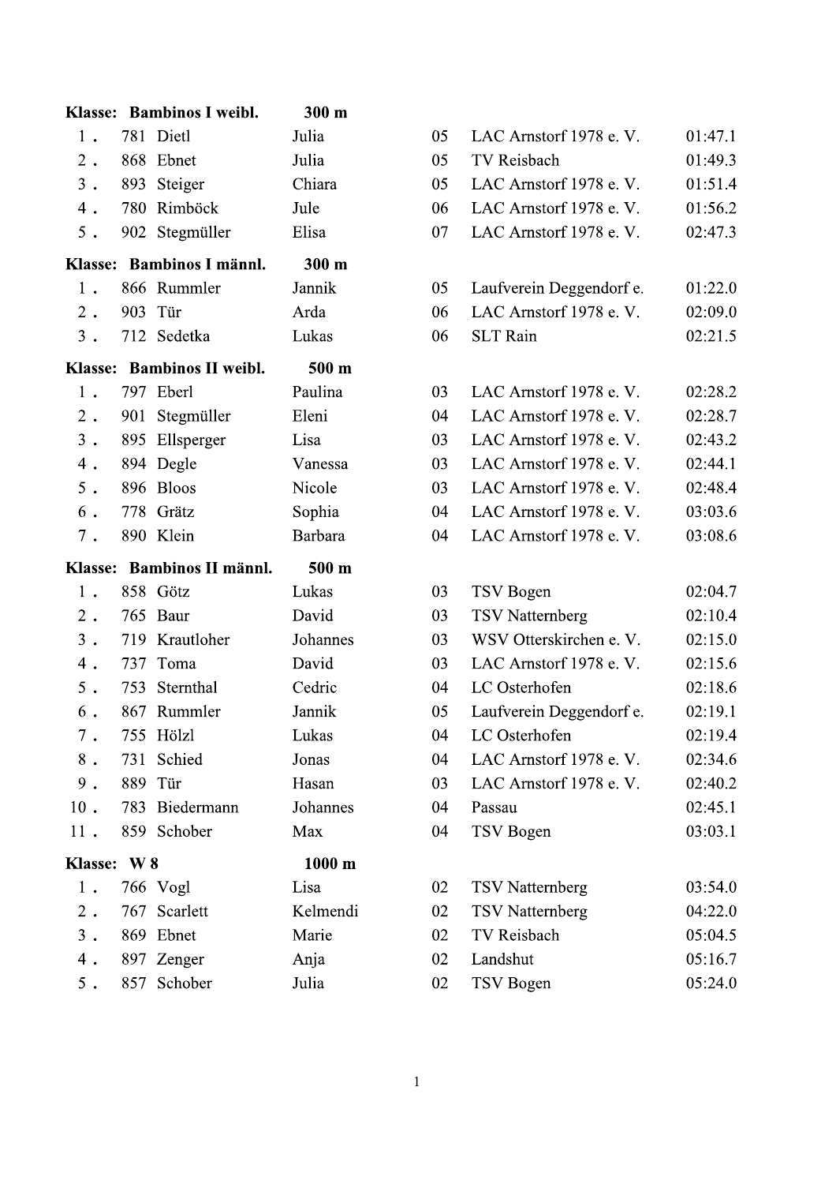**Klasse: Bambinos I weibl. 300 m**

| Platz | Nr. | Name | Vorname | Jg. | Verein | Zeit |
|---|---|---|---|---|---|---|
| 1 . | 781 | Dietl | Julia | 05 | LAC Arnstorf 1978 e. V. | 01:47.1 |
| 2 . | 868 | Ebnet | Julia | 05 | TV Reisbach | 01:49.3 |
| 3 . | 893 | Steiger | Chiara | 05 | LAC Arnstorf 1978 e. V. | 01:51.4 |
| 4 . | 780 | Rimböck | Jule | 06 | LAC Arnstorf 1978 e. V. | 01:56.2 |
| 5 . | 902 | Stegmüller | Elisa | 07 | LAC Arnstorf 1978 e. V. | 02:47.3 |

**Klasse: Bambinos I männl. 300 m**

| Platz | Nr. | Name | Vorname | Jg. | Verein | Zeit |
|---|---|---|---|---|---|---|
| 1 . | 866 | Rummler | Jannik | 05 | Laufverein Deggendorf e. | 01:22.0 |
| 2 . | 903 | Tür | Arda | 06 | LAC Arnstorf 1978 e. V. | 02:09.0 |
| 3 . | 712 | Sedetka | Lukas | 06 | SLT Rain | 02:21.5 |

**Klasse: Bambinos II weibl. 500 m**

| Platz | Nr. | Name | Vorname | Jg. | Verein | Zeit |
|---|---|---|---|---|---|---|
| 1 . | 797 | Eberl | Paulina | 03 | LAC Arnstorf 1978 e. V. | 02:28.2 |
| 2 . | 901 | Stegmüller | Eleni | 04 | LAC Arnstorf 1978 e. V. | 02:28.7 |
| 3 . | 895 | Ellsperger | Lisa | 03 | LAC Arnstorf 1978 e. V. | 02:43.2 |
| 4 . | 894 | Degle | Vanessa | 03 | LAC Arnstorf 1978 e. V. | 02:44.1 |
| 5 . | 896 | Bloos | Nicole | 03 | LAC Arnstorf 1978 e. V. | 02:48.4 |
| 6 . | 778 | Grätz | Sophia | 04 | LAC Arnstorf 1978 e. V. | 03:03.6 |
| 7 . | 890 | Klein | Barbara | 04 | LAC Arnstorf 1978 e. V. | 03:08.6 |

**Klasse: Bambinos II männl. 500 m**

| Platz | Nr. | Name | Vorname | Jg. | Verein | Zeit |
|---|---|---|---|---|---|---|
| 1 . | 858 | Götz | Lukas | 03 | TSV Bogen | 02:04.7 |
| 2 . | 765 | Baur | David | 03 | TSV Natternberg | 02:10.4 |
| 3 . | 719 | Krautloher | Johannes | 03 | WSV Otterskirchen e. V. | 02:15.0 |
| 4 . | 737 | Toma | David | 03 | LAC Arnstorf 1978 e. V. | 02:15.6 |
| 5 . | 753 | Sternthal | Cedric | 04 | LC Osterhofen | 02:18.6 |
| 6 . | 867 | Rummler | Jannik | 05 | Laufverein Deggendorf e. | 02:19.1 |
| 7 . | 755 | Hölzl | Lukas | 04 | LC Osterhofen | 02:19.4 |
| 8 . | 731 | Schied | Jonas | 04 | LAC Arnstorf 1978 e. V. | 02:34.6 |
| 9 . | 889 | Tür | Hasan | 03 | LAC Arnstorf 1978 e. V. | 02:40.2 |
| 10 . | 783 | Biedermann | Johannes | 04 | Passau | 02:45.1 |
| 11 . | 859 | Schober | Max | 04 | TSV Bogen | 03:03.1 |

**Klasse: W 8 1000 m**

| Platz | Nr. | Name | Vorname | Jg. | Verein | Zeit |
|---|---|---|---|---|---|---|
| 1 . | 766 | Vogl | Lisa | 02 | TSV Natternberg | 03:54.0 |
| 2 . | 767 | Scarlett | Kelmendi | 02 | TSV Natternberg | 04:22.0 |
| 3 . | 869 | Ebnet | Marie | 02 | TV Reisbach | 05:04.5 |
| 4 . | 897 | Zenger | Anja | 02 | Landshut | 05:16.7 |
| 5 . | 857 | Schober | Julia | 02 | TSV Bogen | 05:24.0 |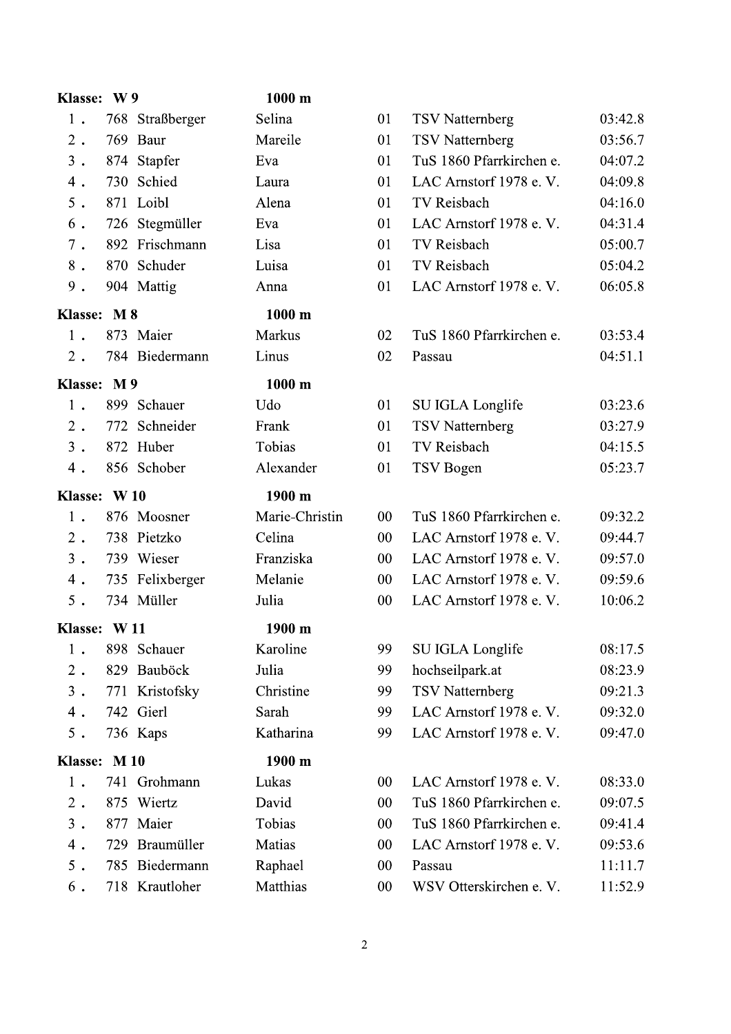**Klasse: W 9** **1000 m**

| | | | | | | |
|---|---|---|---|---|---|---|
| 1 . | 768 | Straßberger | Selina | 01 | TSV Natternberg | 03:42.8 |
| 2 . | 769 | Baur | Mareile | 01 | TSV Natternberg | 03:56.7 |
| 3 . | 874 | Stapfer | Eva | 01 | TuS 1860 Pfarrkirchen e. | 04:07.2 |
| 4 . | 730 | Schied | Laura | 01 | LAC Arnstorf 1978 e. V. | 04:09.8 |
| 5 . | 871 | Loibl | Alena | 01 | TV Reisbach | 04:16.0 |
| 6 . | 726 | Stegmüller | Eva | 01 | LAC Arnstorf 1978 e. V. | 04:31.4 |
| 7 . | 892 | Frischmann | Lisa | 01 | TV Reisbach | 05:00.7 |
| 8 . | 870 | Schuder | Luisa | 01 | TV Reisbach | 05:04.2 |
| 9 . | 904 | Mattig | Anna | 01 | LAC Arnstorf 1978 e. V. | 06:05.8 |

**Klasse: M 8** **1000 m**

| | | | | | | |
|---|---|---|---|---|---|---|
| 1 . | 873 | Maier | Markus | 02 | TuS 1860 Pfarrkirchen e. | 03:53.4 |
| 2 . | 784 | Biedermann | Linus | 02 | Passau | 04:51.1 |

**Klasse: M 9** **1000 m**

| | | | | | | |
|---|---|---|---|---|---|---|
| 1 . | 899 | Schauer | Udo | 01 | SU IGLA Longlife | 03:23.6 |
| 2 . | 772 | Schneider | Frank | 01 | TSV Natternberg | 03:27.9 |
| 3 . | 872 | Huber | Tobias | 01 | TV Reisbach | 04:15.5 |
| 4 . | 856 | Schober | Alexander | 01 | TSV Bogen | 05:23.7 |

**Klasse: W 10** **1900 m**

| | | | | | | |
|---|---|---|---|---|---|---|
| 1 . | 876 | Moosner | Marie-Christin | 00 | TuS 1860 Pfarrkirchen e. | 09:32.2 |
| 2 . | 738 | Pietzko | Celina | 00 | LAC Arnstorf 1978 e. V. | 09:44.7 |
| 3 . | 739 | Wieser | Franziska | 00 | LAC Arnstorf 1978 e. V. | 09:57.0 |
| 4 . | 735 | Felixberger | Melanie | 00 | LAC Arnstorf 1978 e. V. | 09:59.6 |
| 5 . | 734 | Müller | Julia | 00 | LAC Arnstorf 1978 e. V. | 10:06.2 |

**Klasse: W 11** **1900 m**

| | | | | | | |
|---|---|---|---|---|---|---|
| 1 . | 898 | Schauer | Karoline | 99 | SU IGLA Longlife | 08:17.5 |
| 2 . | 829 | Bauböck | Julia | 99 | hochseilpark.at | 08:23.9 |
| 3 . | 771 | Kristofsky | Christine | 99 | TSV Natternberg | 09:21.3 |
| 4 . | 742 | Gierl | Sarah | 99 | LAC Arnstorf 1978 e. V. | 09:32.0 |
| 5 . | 736 | Kaps | Katharina | 99 | LAC Arnstorf 1978 e. V. | 09:47.0 |

**Klasse: M 10** **1900 m**

| | | | | | | |
|---|---|---|---|---|---|---|
| 1 . | 741 | Grohmann | Lukas | 00 | LAC Arnstorf 1978 e. V. | 08:33.0 |
| 2 . | 875 | Wiertz | David | 00 | TuS 1860 Pfarrkirchen e. | 09:07.5 |
| 3 . | 877 | Maier | Tobias | 00 | TuS 1860 Pfarrkirchen e. | 09:41.4 |
| 4 . | 729 | Braumüller | Matias | 00 | LAC Arnstorf 1978 e. V. | 09:53.6 |
| 5 . | 785 | Biedermann | Raphael | 00 | Passau | 11:11.7 |
| 6 . | 718 | Krautloher | Matthias | 00 | WSV Otterskirchen e. V. | 11:52.9 |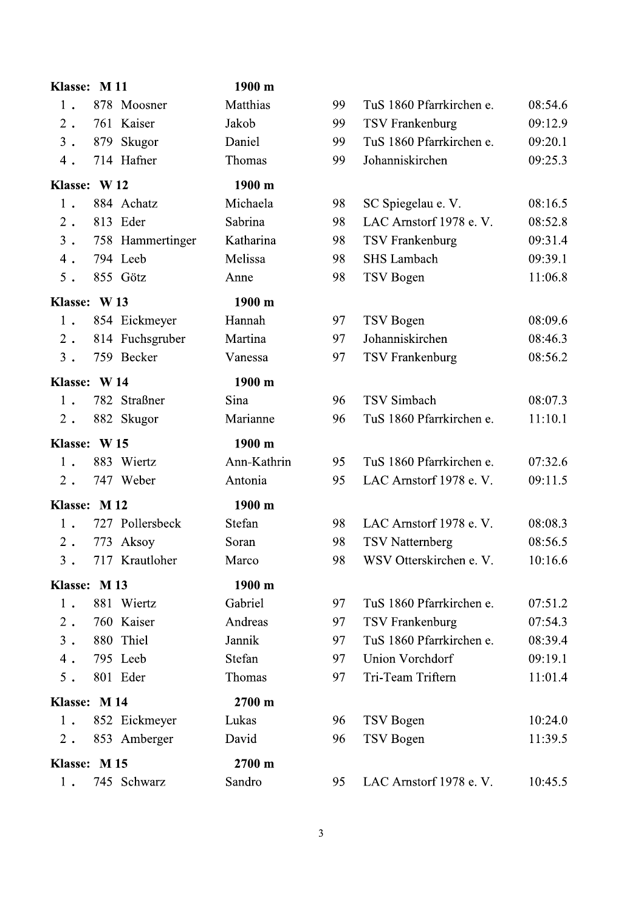**Klasse: M 11** — **1900 m**

| Platz | Nr. | Name | Vorname | Jg. | Verein | Zeit |
|---|---|---|---|---|---|---|
| 1 . | 878 | Moosner | Matthias | 99 | TuS 1860 Pfarrkirchen e. | 08:54.6 |
| 2 . | 761 | Kaiser | Jakob | 99 | TSV Frankenburg | 09:12.9 |
| 3 . | 879 | Skugor | Daniel | 99 | TuS 1860 Pfarrkirchen e. | 09:20.1 |
| 4 . | 714 | Hafner | Thomas | 99 | Johanniskirchen | 09:25.3 |

**Klasse: W 12** — **1900 m**

| Platz | Nr. | Name | Vorname | Jg. | Verein | Zeit |
|---|---|---|---|---|---|---|
| 1 . | 884 | Achatz | Michaela | 98 | SC Spiegelau e. V. | 08:16.5 |
| 2 . | 813 | Eder | Sabrina | 98 | LAC Arnstorf 1978 e. V. | 08:52.8 |
| 3 . | 758 | Hammertinger | Katharina | 98 | TSV Frankenburg | 09:31.4 |
| 4 . | 794 | Leeb | Melissa | 98 | SHS Lambach | 09:39.1 |
| 5 . | 855 | Götz | Anne | 98 | TSV Bogen | 11:06.8 |

**Klasse: W 13** — **1900 m**

| Platz | Nr. | Name | Vorname | Jg. | Verein | Zeit |
|---|---|---|---|---|---|---|
| 1 . | 854 | Eickmeyer | Hannah | 97 | TSV Bogen | 08:09.6 |
| 2 . | 814 | Fuchsgruber | Martina | 97 | Johanniskirchen | 08:46.3 |
| 3 . | 759 | Becker | Vanessa | 97 | TSV Frankenburg | 08:56.2 |

**Klasse: W 14** — **1900 m**

| Platz | Nr. | Name | Vorname | Jg. | Verein | Zeit |
|---|---|---|---|---|---|---|
| 1 . | 782 | Straßner | Sina | 96 | TSV Simbach | 08:07.3 |
| 2 . | 882 | Skugor | Marianne | 96 | TuS 1860 Pfarrkirchen e. | 11:10.1 |

**Klasse: W 15** — **1900 m**

| Platz | Nr. | Name | Vorname | Jg. | Verein | Zeit |
|---|---|---|---|---|---|---|
| 1 . | 883 | Wiertz | Ann-Kathrin | 95 | TuS 1860 Pfarrkirchen e. | 07:32.6 |
| 2 . | 747 | Weber | Antonia | 95 | LAC Arnstorf 1978 e. V. | 09:11.5 |

**Klasse: M 12** — **1900 m**

| Platz | Nr. | Name | Vorname | Jg. | Verein | Zeit |
|---|---|---|---|---|---|---|
| 1 . | 727 | Pollersbeck | Stefan | 98 | LAC Arnstorf 1978 e. V. | 08:08.3 |
| 2 . | 773 | Aksoy | Soran | 98 | TSV Natternberg | 08:56.5 |
| 3 . | 717 | Krautloher | Marco | 98 | WSV Otterskirchen e. V. | 10:16.6 |

**Klasse: M 13** — **1900 m**

| Platz | Nr. | Name | Vorname | Jg. | Verein | Zeit |
|---|---|---|---|---|---|---|
| 1 . | 881 | Wiertz | Gabriel | 97 | TuS 1860 Pfarrkirchen e. | 07:51.2 |
| 2 . | 760 | Kaiser | Andreas | 97 | TSV Frankenburg | 07:54.3 |
| 3 . | 880 | Thiel | Jannik | 97 | TuS 1860 Pfarrkirchen e. | 08:39.4 |
| 4 . | 795 | Leeb | Stefan | 97 | Union Vorchdorf | 09:19.1 |
| 5 . | 801 | Eder | Thomas | 97 | Tri-Team Triftern | 11:01.4 |

**Klasse: M 14** — **2700 m**

| Platz | Nr. | Name | Vorname | Jg. | Verein | Zeit |
|---|---|---|---|---|---|---|
| 1 . | 852 | Eickmeyer | Lukas | 96 | TSV Bogen | 10:24.0 |
| 2 . | 853 | Amberger | David | 96 | TSV Bogen | 11:39.5 |

**Klasse: M 15** — **2700 m**

| Platz | Nr. | Name | Vorname | Jg. | Verein | Zeit |
|---|---|---|---|---|---|---|
| 1 . | 745 | Schwarz | Sandro | 95 | LAC Arnstorf 1978 e. V. | 10:45.5 |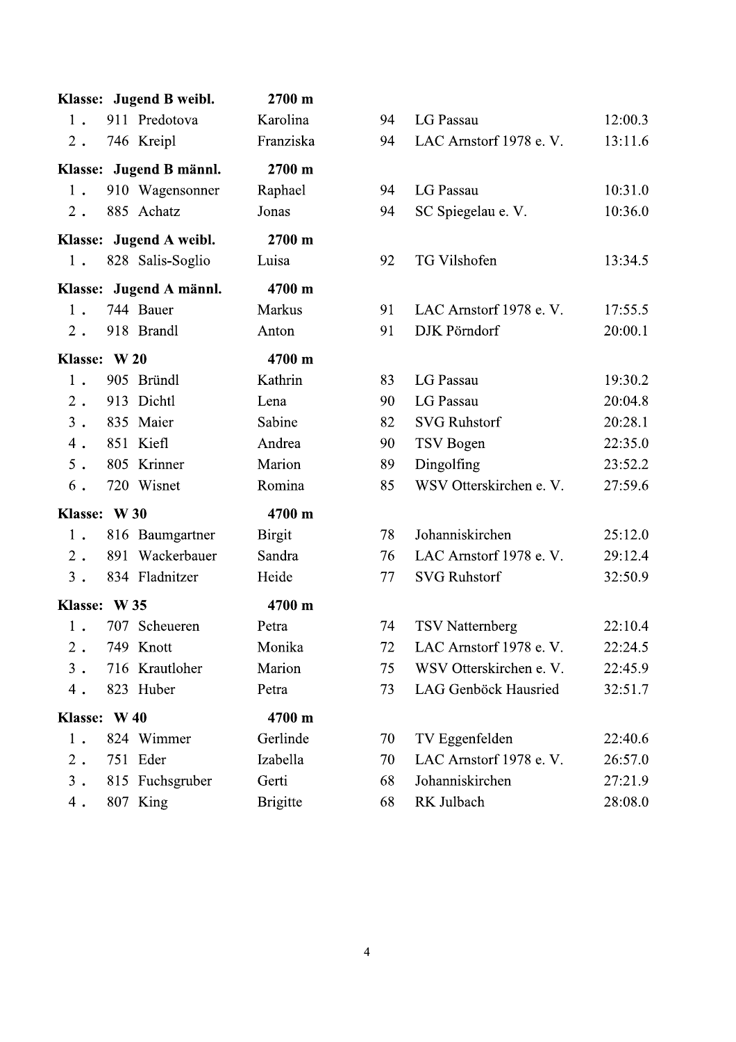**Klasse: Jugend B weibl.** **2700 m**

| Platz | Nr. | Name | Vorname | Jg. | Verein | Zeit |
|---|---|---|---|---|---|---|
| 1. | 911 | Predotova | Karolina | 94 | LG Passau | 12:00.3 |
| 2. | 746 | Kreipl | Franziska | 94 | LAC Arnstorf 1978 e. V. | 13:11.6 |

**Klasse: Jugend B männl.** **2700 m**

| Platz | Nr. | Name | Vorname | Jg. | Verein | Zeit |
|---|---|---|---|---|---|---|
| 1. | 910 | Wagensonner | Raphael | 94 | LG Passau | 10:31.0 |
| 2. | 885 | Achatz | Jonas | 94 | SC Spiegelau e. V. | 10:36.0 |

**Klasse: Jugend A weibl.** **2700 m**

| Platz | Nr. | Name | Vorname | Jg. | Verein | Zeit |
|---|---|---|---|---|---|---|
| 1. | 828 | Salis-Soglio | Luisa | 92 | TG Vilshofen | 13:34.5 |

**Klasse: Jugend A männl.** **4700 m**

| Platz | Nr. | Name | Vorname | Jg. | Verein | Zeit |
|---|---|---|---|---|---|---|
| 1. | 744 | Bauer | Markus | 91 | LAC Arnstorf 1978 e. V. | 17:55.5 |
| 2. | 918 | Brandl | Anton | 91 | DJK Pörndorf | 20:00.1 |

**Klasse: W 20** **4700 m**

| Platz | Nr. | Name | Vorname | Jg. | Verein | Zeit |
|---|---|---|---|---|---|---|
| 1. | 905 | Bründl | Kathrin | 83 | LG Passau | 19:30.2 |
| 2. | 913 | Dichtl | Lena | 90 | LG Passau | 20:04.8 |
| 3. | 835 | Maier | Sabine | 82 | SVG Ruhstorf | 20:28.1 |
| 4. | 851 | Kiefl | Andrea | 90 | TSV Bogen | 22:35.0 |
| 5. | 805 | Krinner | Marion | 89 | Dingolfing | 23:52.2 |
| 6. | 720 | Wisnet | Romina | 85 | WSV Otterskirchen e. V. | 27:59.6 |

**Klasse: W 30** **4700 m**

| Platz | Nr. | Name | Vorname | Jg. | Verein | Zeit |
|---|---|---|---|---|---|---|
| 1. | 816 | Baumgartner | Birgit | 78 | Johanniskirchen | 25:12.0 |
| 2. | 891 | Wackerbauer | Sandra | 76 | LAC Arnstorf 1978 e. V. | 29:12.4 |
| 3. | 834 | Fladnitzer | Heide | 77 | SVG Ruhstorf | 32:50.9 |

**Klasse: W 35** **4700 m**

| Platz | Nr. | Name | Vorname | Jg. | Verein | Zeit |
|---|---|---|---|---|---|---|
| 1. | 707 | Scheueren | Petra | 74 | TSV Natternberg | 22:10.4 |
| 2. | 749 | Knott | Monika | 72 | LAC Arnstorf 1978 e. V. | 22:24.5 |
| 3. | 716 | Krautloher | Marion | 75 | WSV Otterskirchen e. V. | 22:45.9 |
| 4. | 823 | Huber | Petra | 73 | LAG Genböck Hausried | 32:51.7 |

**Klasse: W 40** **4700 m**

| Platz | Nr. | Name | Vorname | Jg. | Verein | Zeit |
|---|---|---|---|---|---|---|
| 1. | 824 | Wimmer | Gerlinde | 70 | TV Eggenfelden | 22:40.6 |
| 2. | 751 | Eder | Izabella | 70 | LAC Arnstorf 1978 e. V. | 26:57.0 |
| 3. | 815 | Fuchsgruber | Gerti | 68 | Johanniskirchen | 27:21.9 |
| 4. | 807 | King | Brigitte | 68 | RK Julbach | 28:08.0 |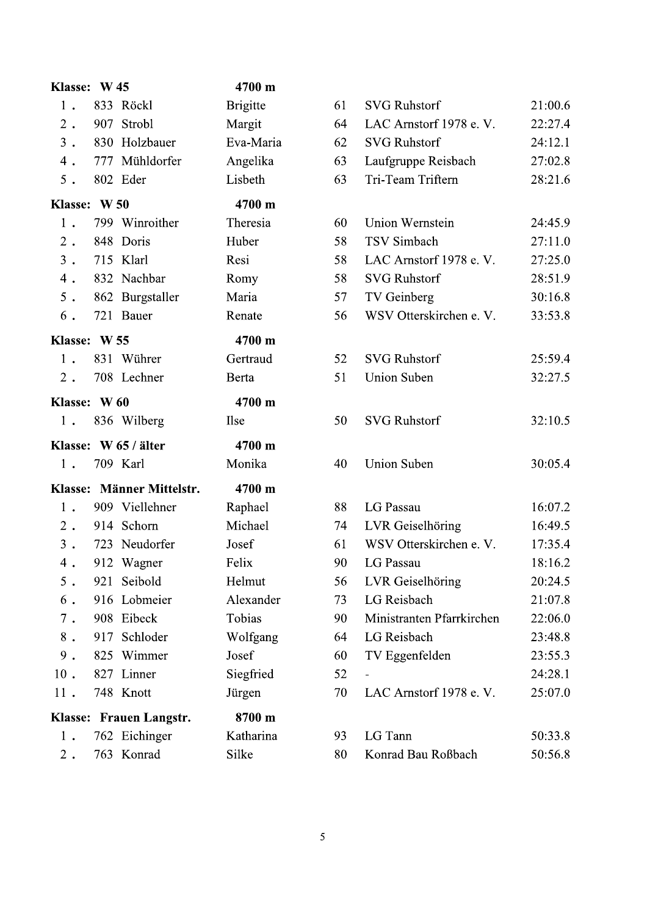**Klasse: W 45** 4700 m

| Platz | Nr. | Name | Vorname | Jg. | Verein | Zeit |
|---|---|---|---|---|---|---|
| 1. | 833 | Röckl | Brigitte | 61 | SVG Ruhstorf | 21:00.6 |
| 2. | 907 | Strobl | Margit | 64 | LAC Arnstorf 1978 e. V. | 22:27.4 |
| 3. | 830 | Holzbauer | Eva-Maria | 62 | SVG Ruhstorf | 24:12.1 |
| 4. | 777 | Mühldorfer | Angelika | 63 | Laufgruppe Reisbach | 27:02.8 |
| 5. | 802 | Eder | Lisbeth | 63 | Tri-Team Triftern | 28:21.6 |

**Klasse: W 50** 4700 m

| Platz | Nr. | Name | Vorname | Jg. | Verein | Zeit |
|---|---|---|---|---|---|---|
| 1. | 799 | Winroither | Theresia | 60 | Union Wernstein | 24:45.9 |
| 2. | 848 | Doris | Huber | 58 | TSV Simbach | 27:11.0 |
| 3. | 715 | Klarl | Resi | 58 | LAC Arnstorf 1978 e. V. | 27:25.0 |
| 4. | 832 | Nachbar | Romy | 58 | SVG Ruhstorf | 28:51.9 |
| 5. | 862 | Burgstaller | Maria | 57 | TV Geinberg | 30:16.8 |
| 6. | 721 | Bauer | Renate | 56 | WSV Otterskirchen e. V. | 33:53.8 |

**Klasse: W 55** 4700 m

| Platz | Nr. | Name | Vorname | Jg. | Verein | Zeit |
|---|---|---|---|---|---|---|
| 1. | 831 | Wührer | Gertraud | 52 | SVG Ruhstorf | 25:59.4 |
| 2. | 708 | Lechner | Berta | 51 | Union Suben | 32:27.5 |

**Klasse: W 60** 4700 m

| Platz | Nr. | Name | Vorname | Jg. | Verein | Zeit |
|---|---|---|---|---|---|---|
| 1. | 836 | Wilberg | Ilse | 50 | SVG Ruhstorf | 32:10.5 |

**Klasse: W 65 / älter** 4700 m

| Platz | Nr. | Name | Vorname | Jg. | Verein | Zeit |
|---|---|---|---|---|---|---|
| 1. | 709 | Karl | Monika | 40 | Union Suben | 30:05.4 |

**Klasse: Männer Mittelstr.** 4700 m

| Platz | Nr. | Name | Vorname | Jg. | Verein | Zeit |
|---|---|---|---|---|---|---|
| 1. | 909 | Viellehner | Raphael | 88 | LG Passau | 16:07.2 |
| 2. | 914 | Schorn | Michael | 74 | LVR Geiselhöring | 16:49.5 |
| 3. | 723 | Neudorfer | Josef | 61 | WSV Otterskirchen e. V. | 17:35.4 |
| 4. | 912 | Wagner | Felix | 90 | LG Passau | 18:16.2 |
| 5. | 921 | Seibold | Helmut | 56 | LVR Geiselhöring | 20:24.5 |
| 6. | 916 | Lobmeier | Alexander | 73 | LG Reisbach | 21:07.8 |
| 7. | 908 | Eibeck | Tobias | 90 | Ministranten Pfarrkirchen | 22:06.0 |
| 8. | 917 | Schloder | Wolfgang | 64 | LG Reisbach | 23:48.8 |
| 9. | 825 | Wimmer | Josef | 60 | TV Eggenfelden | 23:55.3 |
| 10. | 827 | Linner | Siegfried | 52 | - | 24:28.1 |
| 11. | 748 | Knott | Jürgen | 70 | LAC Arnstorf 1978 e. V. | 25:07.0 |

**Klasse: Frauen Langstr.** 8700 m

| Platz | Nr. | Name | Vorname | Jg. | Verein | Zeit |
|---|---|---|---|---|---|---|
| 1. | 762 | Eichinger | Katharina | 93 | LG Tann | 50:33.8 |
| 2. | 763 | Konrad | Silke | 80 | Konrad Bau Roßbach | 50:56.8 |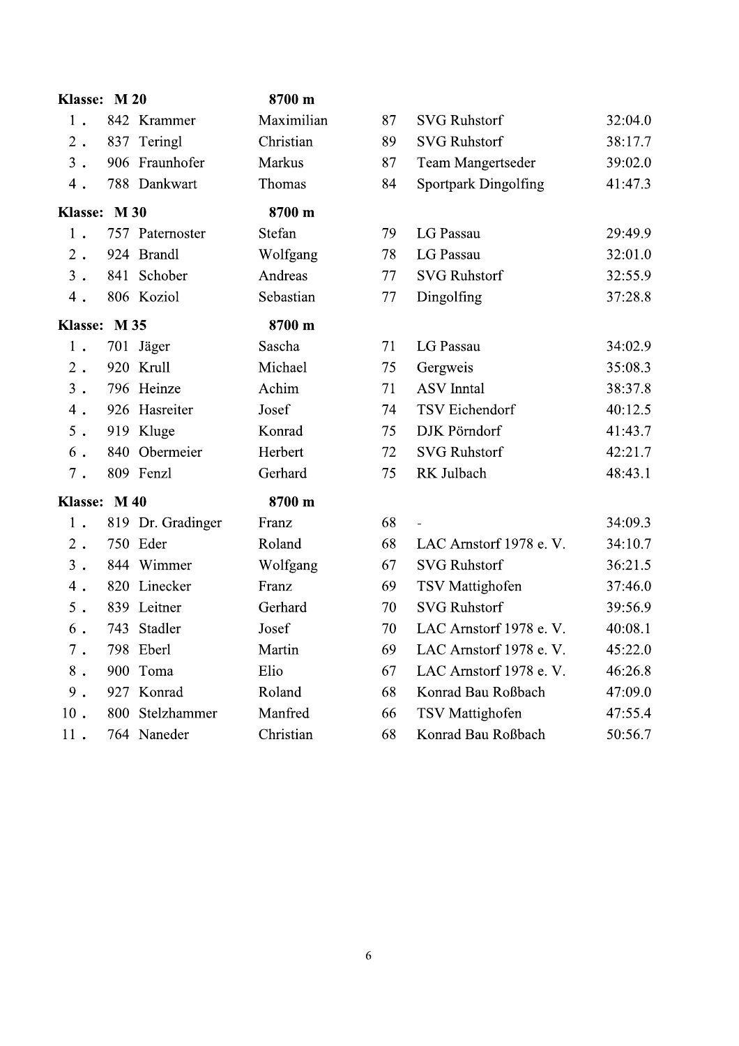**Klasse: M 20** **8700 m**

| | | | | | | |
|---|---|---|---|---|---|---|
| 1 . | 842 | Krammer | Maximilian | 87 | SVG Ruhstorf | 32:04.0 |
| 2 . | 837 | Teringl | Christian | 89 | SVG Ruhstorf | 38:17.7 |
| 3 . | 906 | Fraunhofer | Markus | 87 | Team Mangertseder | 39:02.0 |
| 4 . | 788 | Dankwart | Thomas | 84 | Sportpark Dingolfing | 41:47.3 |

**Klasse: M 30** **8700 m**

| | | | | | | |
|---|---|---|---|---|---|---|
| 1 . | 757 | Paternoster | Stefan | 79 | LG Passau | 29:49.9 |
| 2 . | 924 | Brandl | Wolfgang | 78 | LG Passau | 32:01.0 |
| 3 . | 841 | Schober | Andreas | 77 | SVG Ruhstorf | 32:55.9 |
| 4 . | 806 | Koziol | Sebastian | 77 | Dingolfing | 37:28.8 |

**Klasse: M 35** **8700 m**

| | | | | | | |
|---|---|---|---|---|---|---|
| 1 . | 701 | Jäger | Sascha | 71 | LG Passau | 34:02.9 |
| 2 . | 920 | Krull | Michael | 75 | Gergweis | 35:08.3 |
| 3 . | 796 | Heinze | Achim | 71 | ASV Inntal | 38:37.8 |
| 4 . | 926 | Hasreiter | Josef | 74 | TSV Eichendorf | 40:12.5 |
| 5 . | 919 | Kluge | Konrad | 75 | DJK Pörndorf | 41:43.7 |
| 6 . | 840 | Obermeier | Herbert | 72 | SVG Ruhstorf | 42:21.7 |
| 7 . | 809 | Fenzl | Gerhard | 75 | RK Julbach | 48:43.1 |

**Klasse: M 40** **8700 m**

| | | | | | | |
|---|---|---|---|---|---|---|
| 1 . | 819 | Dr. Gradinger | Franz | 68 | - | 34:09.3 |
| 2 . | 750 | Eder | Roland | 68 | LAC Arnstorf 1978 e. V. | 34:10.7 |
| 3 . | 844 | Wimmer | Wolfgang | 67 | SVG Ruhstorf | 36:21.5 |
| 4 . | 820 | Linecker | Franz | 69 | TSV Mattighofen | 37:46.0 |
| 5 . | 839 | Leitner | Gerhard | 70 | SVG Ruhstorf | 39:56.9 |
| 6 . | 743 | Stadler | Josef | 70 | LAC Arnstorf 1978 e. V. | 40:08.1 |
| 7 . | 798 | Eberl | Martin | 69 | LAC Arnstorf 1978 e. V. | 45:22.0 |
| 8 . | 900 | Toma | Elio | 67 | LAC Arnstorf 1978 e. V. | 46:26.8 |
| 9 . | 927 | Konrad | Roland | 68 | Konrad Bau Roßbach | 47:09.0 |
| 10 . | 800 | Stelzhammer | Manfred | 66 | TSV Mattighofen | 47:55.4 |
| 11 . | 764 | Naneder | Christian | 68 | Konrad Bau Roßbach | 50:56.7 |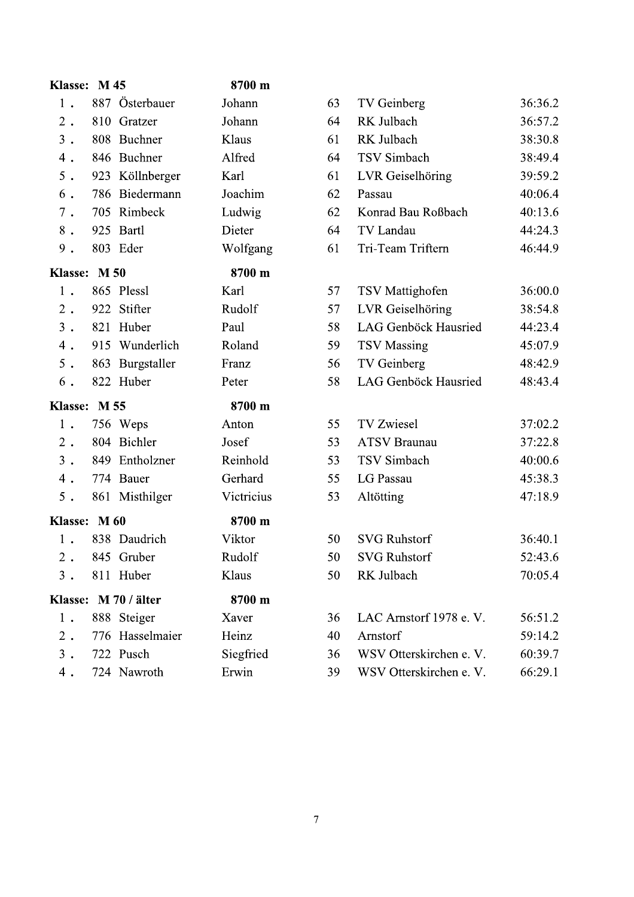**Klasse: M 45** **8700 m**

| | | | | | | |
|---|---|---|---|---|---|---|
| 1 . | 887 | Österbauer | Johann | 63 | TV Geinberg | 36:36.2 |
| 2 . | 810 | Gratzer | Johann | 64 | RK Julbach | 36:57.2 |
| 3 . | 808 | Buchner | Klaus | 61 | RK Julbach | 38:30.8 |
| 4 . | 846 | Buchner | Alfred | 64 | TSV Simbach | 38:49.4 |
| 5 . | 923 | Köllnberger | Karl | 61 | LVR Geiselhöring | 39:59.2 |
| 6 . | 786 | Biedermann | Joachim | 62 | Passau | 40:06.4 |
| 7 . | 705 | Rimbeck | Ludwig | 62 | Konrad Bau Roßbach | 40:13.6 |
| 8 . | 925 | Bartl | Dieter | 64 | TV Landau | 44:24.3 |
| 9 . | 803 | Eder | Wolfgang | 61 | Tri-Team Triftern | 46:44.9 |

**Klasse: M 50** **8700 m**

| | | | | | | |
|---|---|---|---|---|---|---|
| 1 . | 865 | Plessl | Karl | 57 | TSV Mattighofen | 36:00.0 |
| 2 . | 922 | Stifter | Rudolf | 57 | LVR Geiselhöring | 38:54.8 |
| 3 . | 821 | Huber | Paul | 58 | LAG Genböck Hausried | 44:23.4 |
| 4 . | 915 | Wunderlich | Roland | 59 | TSV Massing | 45:07.9 |
| 5 . | 863 | Burgstaller | Franz | 56 | TV Geinberg | 48:42.9 |
| 6 . | 822 | Huber | Peter | 58 | LAG Genböck Hausried | 48:43.4 |

**Klasse: M 55** **8700 m**

| | | | | | | |
|---|---|---|---|---|---|---|
| 1 . | 756 | Weps | Anton | 55 | TV Zwiesel | 37:02.2 |
| 2 . | 804 | Bichler | Josef | 53 | ATSV Braunau | 37:22.8 |
| 3 . | 849 | Entholzner | Reinhold | 53 | TSV Simbach | 40:00.6 |
| 4 . | 774 | Bauer | Gerhard | 55 | LG Passau | 45:38.3 |
| 5 . | 861 | Misthilger | Victricius | 53 | Altötting | 47:18.9 |

**Klasse: M 60** **8700 m**

| | | | | | | |
|---|---|---|---|---|---|---|
| 1 . | 838 | Daudrich | Viktor | 50 | SVG Ruhstorf | 36:40.1 |
| 2 . | 845 | Gruber | Rudolf | 50 | SVG Ruhstorf | 52:43.6 |
| 3 . | 811 | Huber | Klaus | 50 | RK Julbach | 70:05.4 |

**Klasse: M 70 / älter** **8700 m**

| | | | | | | |
|---|---|---|---|---|---|---|
| 1 . | 888 | Steiger | Xaver | 36 | LAC Arnstorf 1978 e. V. | 56:51.2 |
| 2 . | 776 | Hasselmaier | Heinz | 40 | Arnstorf | 59:14.2 |
| 3 . | 722 | Pusch | Siegfried | 36 | WSV Otterskirchen e. V. | 60:39.7 |
| 4 . | 724 | Nawroth | Erwin | 39 | WSV Otterskirchen e. V. | 66:29.1 |